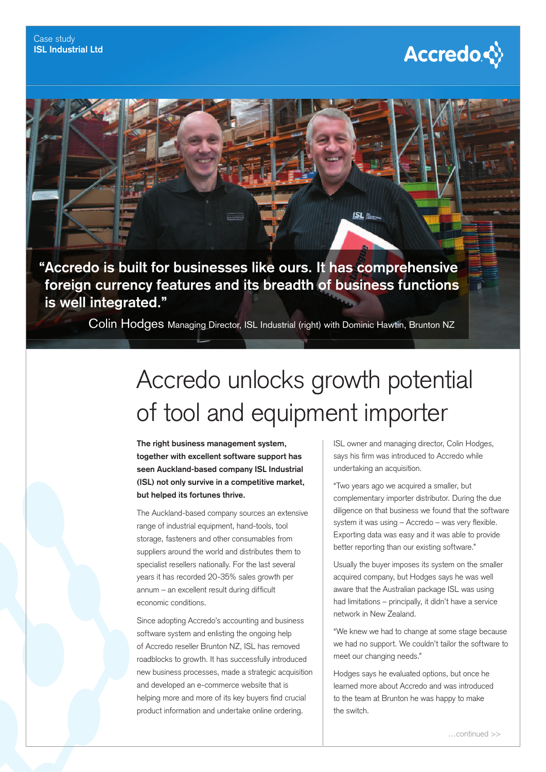Case study
**ISL Industrial Ltd**

**"Accredo is built for businesses like ours. It has comprehensive foreign currency features and its breadth of business functions is well integrated."**

Colin Hodges Managing Director, ISL Industrial (right) with Dominic Hawtin, Brunton NZ

# Accredo unlocks growth potential of tool and equipment importer

**The right business management system, together with excellent software support has seen Auckland-based company ISL Industrial (ISL) not only survive in a competitive market, but helped its fortunes thrive.**

The Auckland-based company sources an extensive range of industrial equipment, hand-tools, tool storage, fasteners and other consumables from suppliers around the world and distributes them to specialist resellers nationally. For the last several years it has recorded 20-35% sales growth per annum – an excellent result during difficult economic conditions.

Since adopting Accredo's accounting and business software system and enlisting the ongoing help of Accredo reseller Brunton NZ, ISL has removed roadblocks to growth. It has successfully introduced new business processes, made a strategic acquisition and developed an e-commerce website that is helping more and more of its key buyers find crucial product information and undertake online ordering.

ISL owner and managing director, Colin Hodges, says his firm was introduced to Accredo while undertaking an acquisition.

"Two years ago we acquired a smaller, but complementary importer distributor. During the due diligence on that business we found that the software system it was using – Accredo – was very flexible. Exporting data was easy and it was able to provide better reporting than our existing software."

Usually the buyer imposes its system on the smaller acquired company, but Hodges says he was well aware that the Australian package ISL was using had limitations – principally, it didn't have a service network in New Zealand.

"We knew we had to change at some stage because we had no support. We couldn't tailor the software to meet our changing needs."

Hodges says he evaluated options, but once he learned more about Accredo and was introduced to the team at Brunton he was happy to make the switch.

…continued >>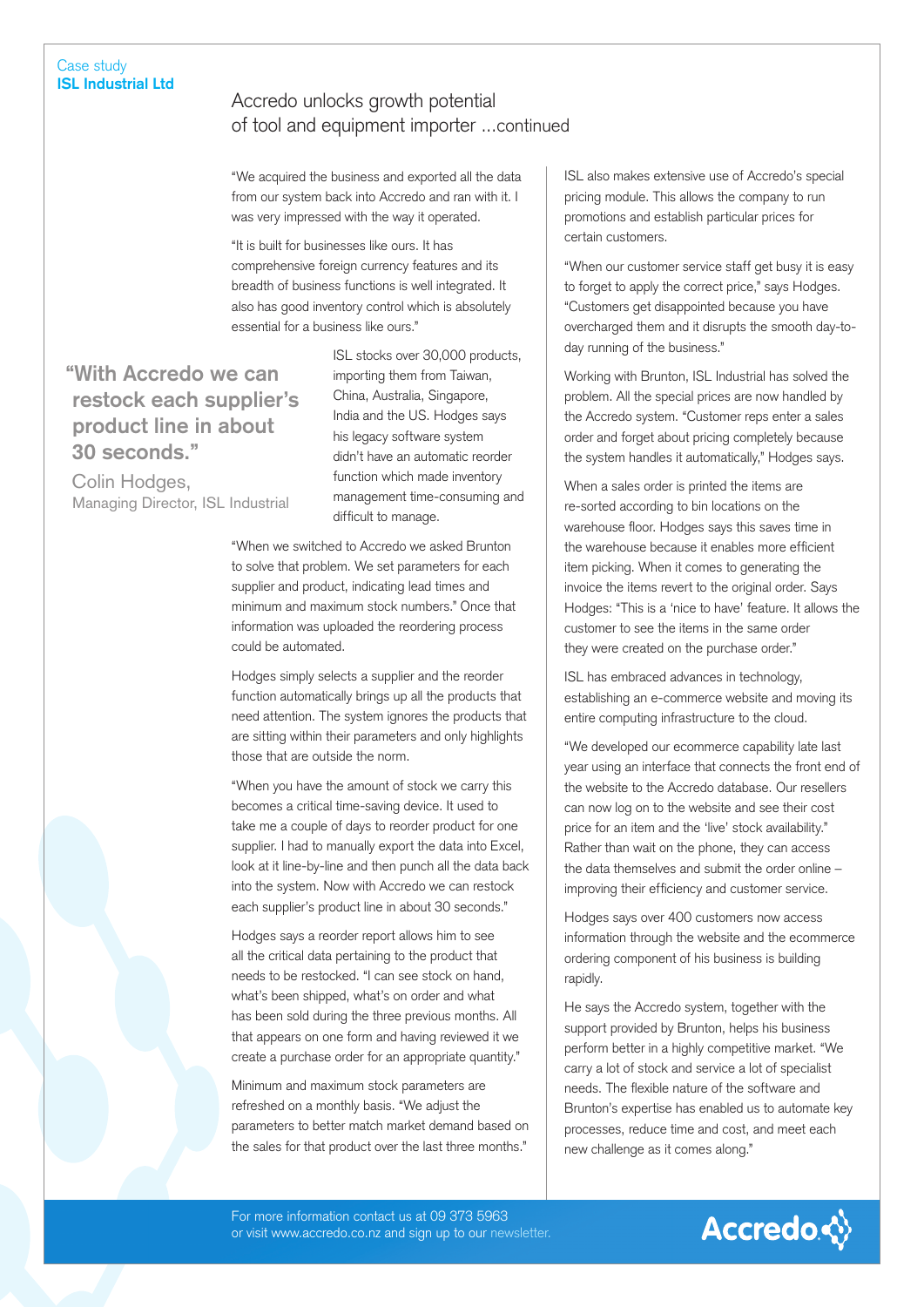Case study
**ISL Industrial Ltd**

# Accredo unlocks growth potential of tool and equipment importer ...continued

"We acquired the business and exported all the data from our system back into Accredo and ran with it. I was very impressed with the way it operated.

"It is built for businesses like ours. It has comprehensive foreign currency features and its breadth of business functions is well integrated. It also has good inventory control which is absolutely essential for a business like ours."

> **"With Accredo we can restock each supplier's product line in about 30 seconds."**
>
> Colin Hodges,
> Managing Director, ISL Industrial

ISL stocks over 30,000 products, importing them from Taiwan, China, Australia, Singapore, India and the US. Hodges says his legacy software system didn't have an automatic reorder function which made inventory management time-consuming and difficult to manage.

"When we switched to Accredo we asked Brunton to solve that problem. We set parameters for each supplier and product, indicating lead times and minimum and maximum stock numbers." Once that information was uploaded the reordering process could be automated.

Hodges simply selects a supplier and the reorder function automatically brings up all the products that need attention. The system ignores the products that are sitting within their parameters and only highlights those that are outside the norm.

"When you have the amount of stock we carry this becomes a critical time-saving device. It used to take me a couple of days to reorder product for one supplier. I had to manually export the data into Excel, look at it line-by-line and then punch all the data back into the system. Now with Accredo we can restock each supplier's product line in about 30 seconds."

Hodges says a reorder report allows him to see all the critical data pertaining to the product that needs to be restocked. "I can see stock on hand, what's been shipped, what's on order and what has been sold during the three previous months. All that appears on one form and having reviewed it we create a purchase order for an appropriate quantity."

Minimum and maximum stock parameters are refreshed on a monthly basis. "We adjust the parameters to better match market demand based on the sales for that product over the last three months."

ISL also makes extensive use of Accredo's special pricing module. This allows the company to run promotions and establish particular prices for certain customers.

"When our customer service staff get busy it is easy to forget to apply the correct price," says Hodges. "Customers get disappointed because you have overcharged them and it disrupts the smooth day-to-day running of the business."

Working with Brunton, ISL Industrial has solved the problem. All the special prices are now handled by the Accredo system. "Customer reps enter a sales order and forget about pricing completely because the system handles it automatically," Hodges says.

When a sales order is printed the items are re-sorted according to bin locations on the warehouse floor. Hodges says this saves time in the warehouse because it enables more efficient item picking. When it comes to generating the invoice the items revert to the original order. Says Hodges: "This is a 'nice to have' feature. It allows the customer to see the items in the same order they were created on the purchase order."

ISL has embraced advances in technology, establishing an e-commerce website and moving its entire computing infrastructure to the cloud.

"We developed our ecommerce capability late last year using an interface that connects the front end of the website to the Accredo database. Our resellers can now log on to the website and see their cost price for an item and the 'live' stock availability." Rather than wait on the phone, they can access the data themselves and submit the order online – improving their efficiency and customer service.

Hodges says over 400 customers now access information through the website and the ecommerce ordering component of his business is building rapidly.

He says the Accredo system, together with the support provided by Brunton, helps his business perform better in a highly competitive market. "We carry a lot of stock and service a lot of specialist needs. The flexible nature of the software and Brunton's expertise has enabled us to automate key processes, reduce time and cost, and meet each new challenge as it comes along."

For more information contact us at 09 373 5963
or visit www.accredo.co.nz and sign up to our newsletter.

Accredo